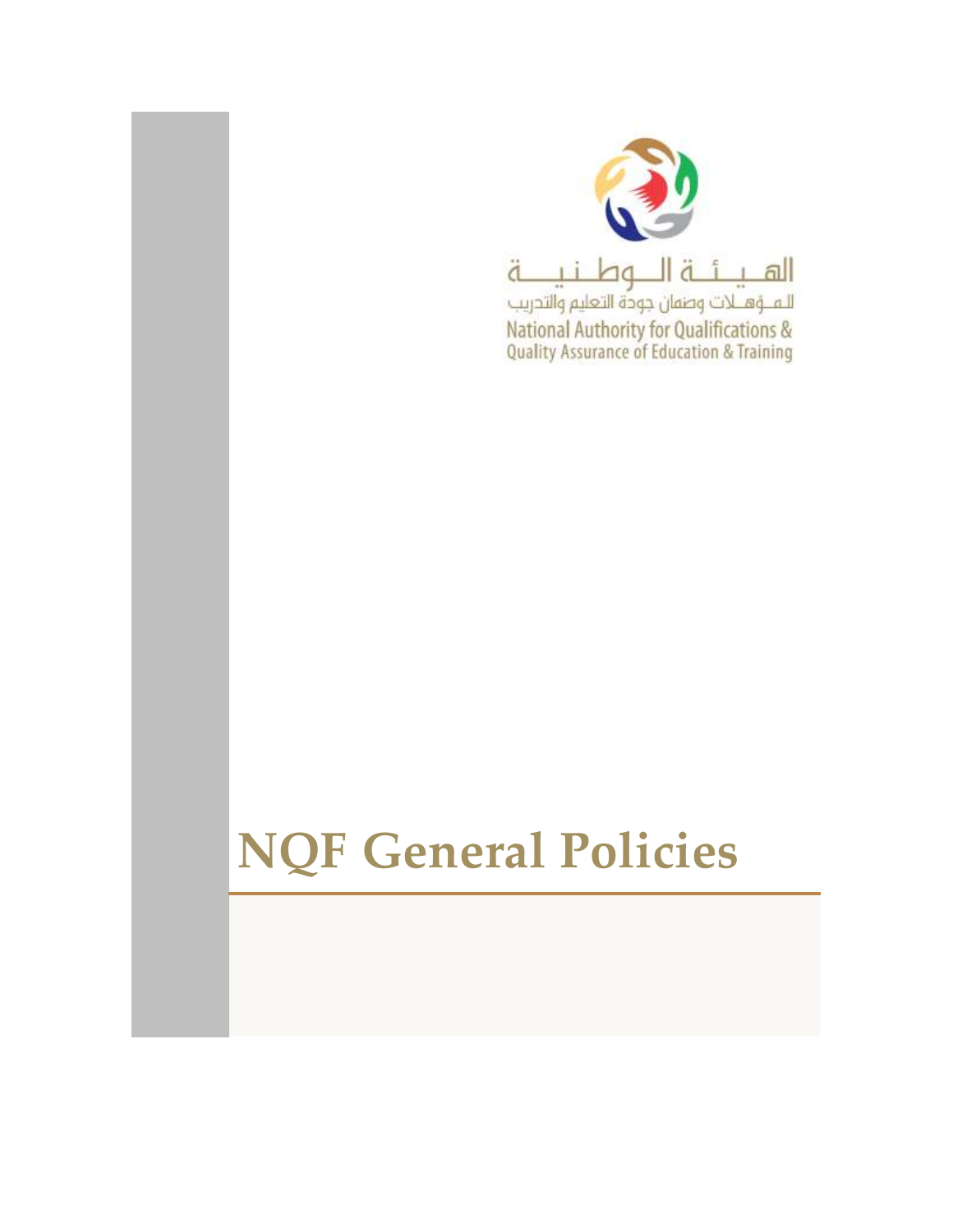الهيئة الوطنية

للمؤهلات وضمان جودة التعليم والتدريب

National Authority for Qualifications & Quality Assurance of Education & Training

# NQF General Policies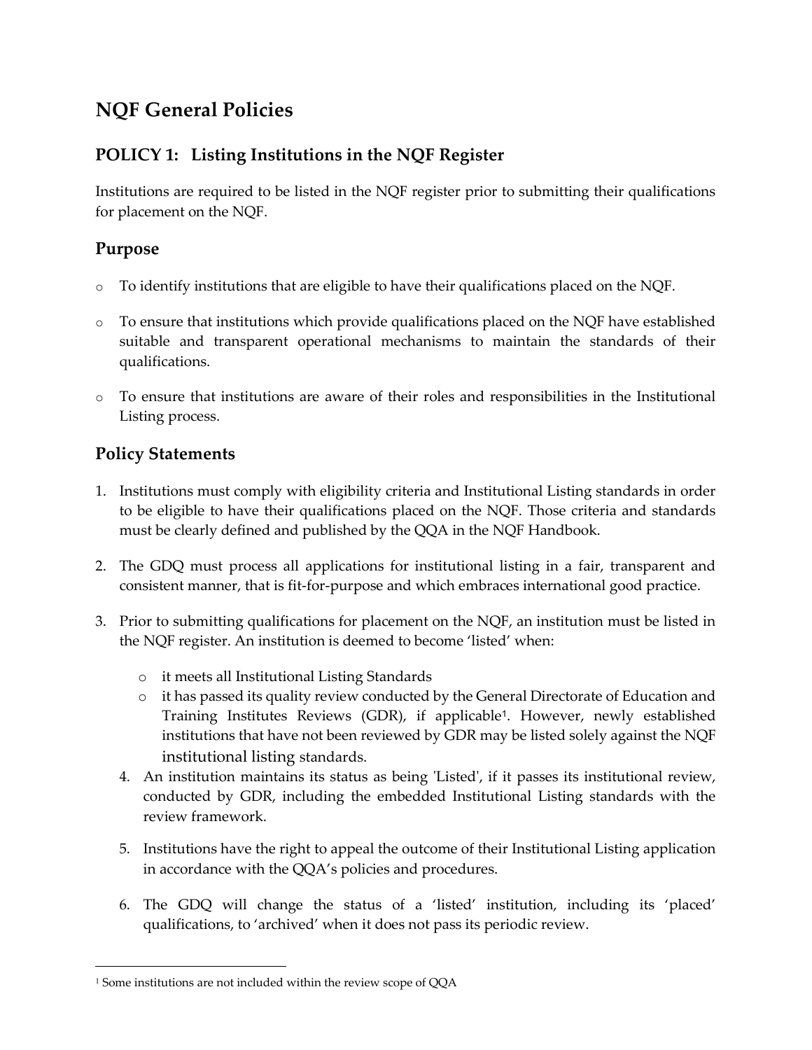# NQF General Policies

## POLICY 1: Listing Institutions in the NQF Register

Institutions are required to be listed in the NQF register prior to submitting their qualifications for placement on the NQF.

### Purpose

- To identify institutions that are eligible to have their qualifications placed on the NQF.
- To ensure that institutions which provide qualifications placed on the NQF have established suitable and transparent operational mechanisms to maintain the standards of their qualifications.
- To ensure that institutions are aware of their roles and responsibilities in the Institutional Listing process.

### Policy Statements

1. Institutions must comply with eligibility criteria and Institutional Listing standards in order to be eligible to have their qualifications placed on the NQF. Those criteria and standards must be clearly defined and published by the QQA in the NQF Handbook.
2. The GDQ must process all applications for institutional listing in a fair, transparent and consistent manner, that is fit-for-purpose and which embraces international good practice.
3. Prior to submitting qualifications for placement on the NQF, an institution must be listed in the NQF register. An institution is deemed to become 'listed' when:
   - it meets all Institutional Listing Standards
   - it has passed its quality review conducted by the General Directorate of Education and Training Institutes Reviews (GDR), if applicable[1]. However, newly established institutions that have not been reviewed by GDR may be listed solely against the NQF institutional listing standards.
4. An institution maintains its status as being 'Listed', if it passes its institutional review, conducted by GDR, including the embedded Institutional Listing standards with the review framework.
5. Institutions have the right to appeal the outcome of their Institutional Listing application in accordance with the QQA's policies and procedures.
6. The GDQ will change the status of a 'listed' institution, including its 'placed' qualifications, to 'archived' when it does not pass its periodic review.

[1] Some institutions are not included within the review scope of QQA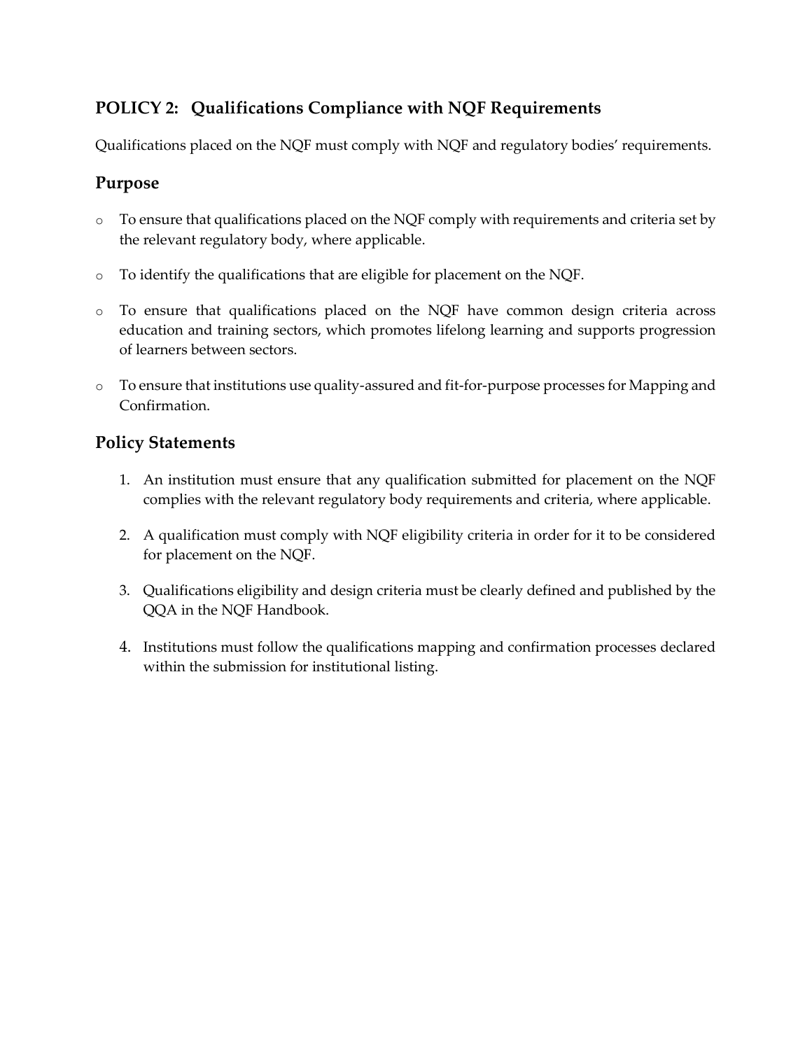## POLICY 2: Qualifications Compliance with NQF Requirements

Qualifications placed on the NQF must comply with NQF and regulatory bodies' requirements.

### Purpose

- To ensure that qualifications placed on the NQF comply with requirements and criteria set by the relevant regulatory body, where applicable.
- To identify the qualifications that are eligible for placement on the NQF.
- To ensure that qualifications placed on the NQF have common design criteria across education and training sectors, which promotes lifelong learning and supports progression of learners between sectors.
- To ensure that institutions use quality-assured and fit-for-purpose processes for Mapping and Confirmation.

### Policy Statements

1. An institution must ensure that any qualification submitted for placement on the NQF complies with the relevant regulatory body requirements and criteria, where applicable.
2. A qualification must comply with NQF eligibility criteria in order for it to be considered for placement on the NQF.
3. Qualifications eligibility and design criteria must be clearly defined and published by the QQA in the NQF Handbook.
4. Institutions must follow the qualifications mapping and confirmation processes declared within the submission for institutional listing.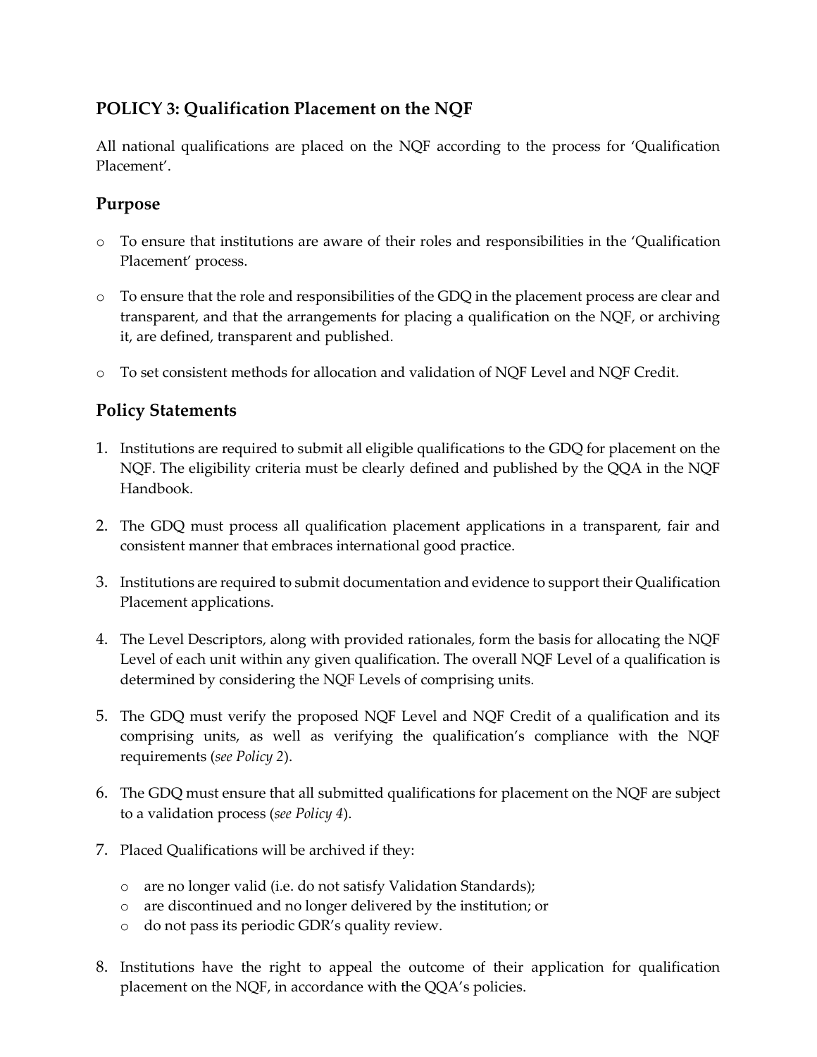## POLICY 3: Qualification Placement on the NQF

All national qualifications are placed on the NQF according to the process for 'Qualification Placement'.

### Purpose

- To ensure that institutions are aware of their roles and responsibilities in the 'Qualification Placement' process.
- To ensure that the role and responsibilities of the GDQ in the placement process are clear and transparent, and that the arrangements for placing a qualification on the NQF, or archiving it, are defined, transparent and published.
- To set consistent methods for allocation and validation of NQF Level and NQF Credit.

### Policy Statements

1. Institutions are required to submit all eligible qualifications to the GDQ for placement on the NQF. The eligibility criteria must be clearly defined and published by the QQA in the NQF Handbook.
2. The GDQ must process all qualification placement applications in a transparent, fair and consistent manner that embraces international good practice.
3. Institutions are required to submit documentation and evidence to support their Qualification Placement applications.
4. The Level Descriptors, along with provided rationales, form the basis for allocating the NQF Level of each unit within any given qualification. The overall NQF Level of a qualification is determined by considering the NQF Levels of comprising units.
5. The GDQ must verify the proposed NQF Level and NQF Credit of a qualification and its comprising units, as well as verifying the qualification's compliance with the NQF requirements (*see Policy 2*).
6. The GDQ must ensure that all submitted qualifications for placement on the NQF are subject to a validation process (*see Policy 4*).
7. Placed Qualifications will be archived if they:
   - are no longer valid (i.e. do not satisfy Validation Standards);
   - are discontinued and no longer delivered by the institution; or
   - do not pass its periodic GDR's quality review.
8. Institutions have the right to appeal the outcome of their application for qualification placement on the NQF, in accordance with the QQA's policies.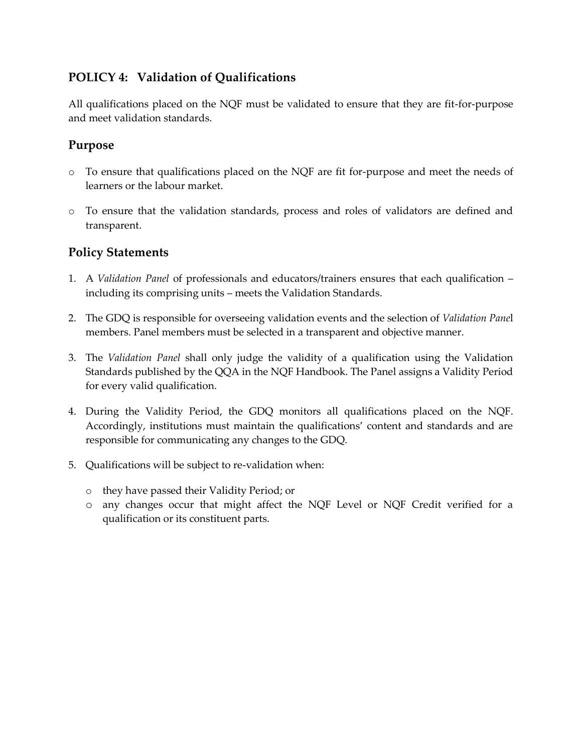## POLICY 4: Validation of Qualifications

All qualifications placed on the NQF must be validated to ensure that they are fit-for-purpose and meet validation standards.

### Purpose

- To ensure that qualifications placed on the NQF are fit for-purpose and meet the needs of learners or the labour market.
- To ensure that the validation standards, process and roles of validators are defined and transparent.

### Policy Statements

1. A *Validation Panel* of professionals and educators/trainers ensures that each qualification – including its comprising units – meets the Validation Standards.
2. The GDQ is responsible for overseeing validation events and the selection of *Validation Pane*l members. Panel members must be selected in a transparent and objective manner.
3. The *Validation Panel* shall only judge the validity of a qualification using the Validation Standards published by the QQA in the NQF Handbook. The Panel assigns a Validity Period for every valid qualification.
4. During the Validity Period, the GDQ monitors all qualifications placed on the NQF. Accordingly, institutions must maintain the qualifications' content and standards and are responsible for communicating any changes to the GDQ.
5. Qualifications will be subject to re-validation when:
   - they have passed their Validity Period; or
   - any changes occur that might affect the NQF Level or NQF Credit verified for a qualification or its constituent parts.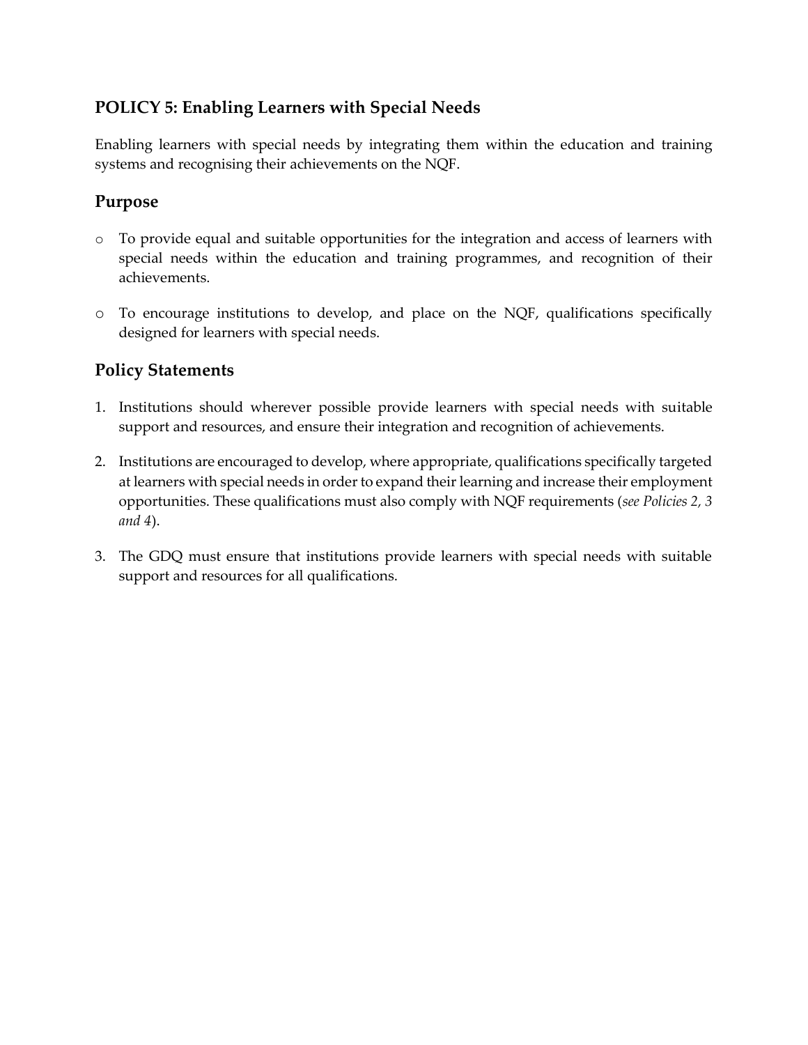## POLICY 5: Enabling Learners with Special Needs

Enabling learners with special needs by integrating them within the education and training systems and recognising their achievements on the NQF.

### Purpose

- To provide equal and suitable opportunities for the integration and access of learners with special needs within the education and training programmes, and recognition of their achievements.
- To encourage institutions to develop, and place on the NQF, qualifications specifically designed for learners with special needs.

### Policy Statements

1. Institutions should wherever possible provide learners with special needs with suitable support and resources, and ensure their integration and recognition of achievements.
2. Institutions are encouraged to develop, where appropriate, qualifications specifically targeted at learners with special needs in order to expand their learning and increase their employment opportunities. These qualifications must also comply with NQF requirements (*see Policies 2, 3 and 4*).
3. The GDQ must ensure that institutions provide learners with special needs with suitable support and resources for all qualifications.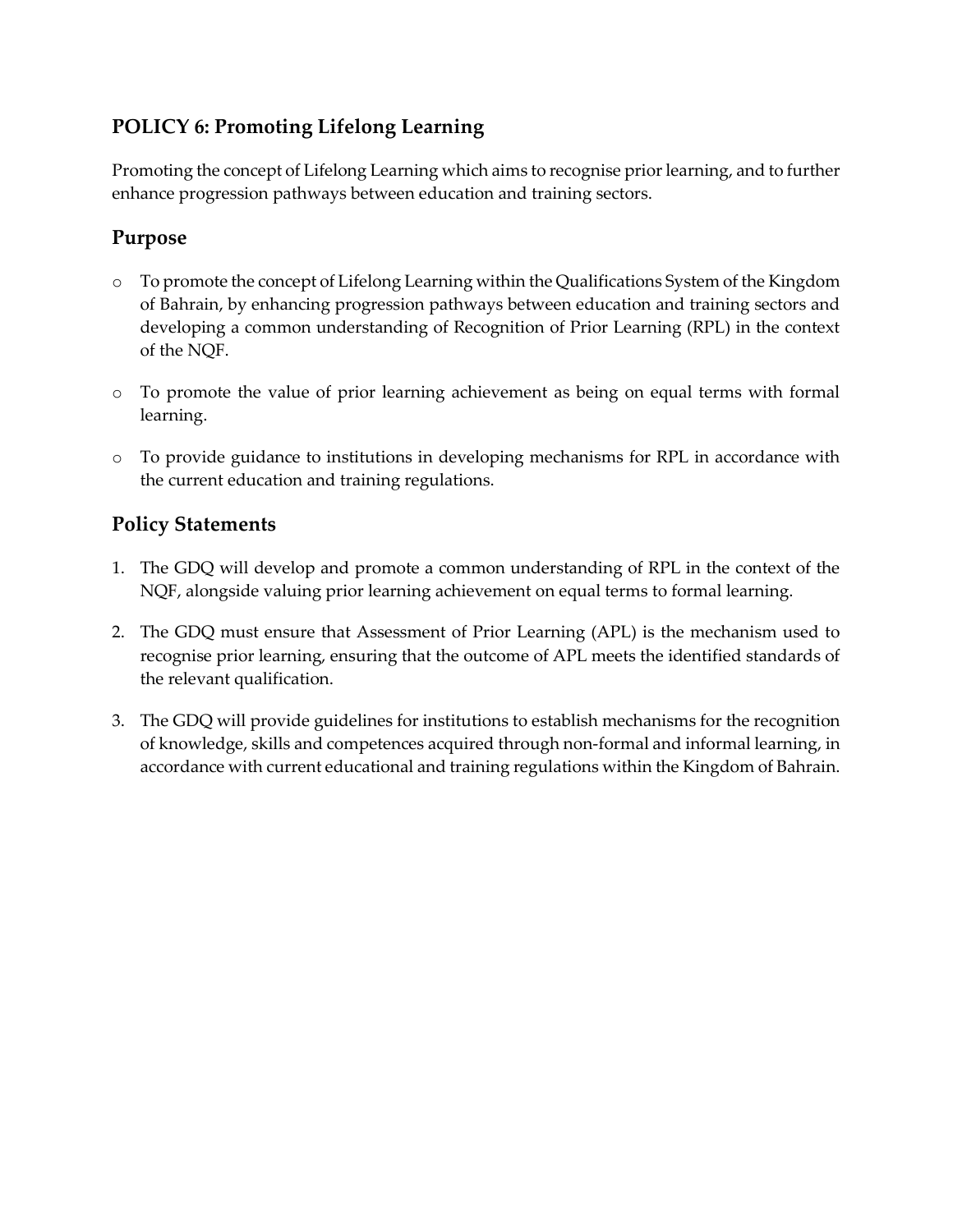## POLICY 6: Promoting Lifelong Learning

Promoting the concept of Lifelong Learning which aims to recognise prior learning, and to further enhance progression pathways between education and training sectors.

### Purpose

- To promote the concept of Lifelong Learning within the Qualifications System of the Kingdom of Bahrain, by enhancing progression pathways between education and training sectors and developing a common understanding of Recognition of Prior Learning (RPL) in the context of the NQF.
- To promote the value of prior learning achievement as being on equal terms with formal learning.
- To provide guidance to institutions in developing mechanisms for RPL in accordance with the current education and training regulations.

### Policy Statements

1. The GDQ will develop and promote a common understanding of RPL in the context of the NQF, alongside valuing prior learning achievement on equal terms to formal learning.
2. The GDQ must ensure that Assessment of Prior Learning (APL) is the mechanism used to recognise prior learning, ensuring that the outcome of APL meets the identified standards of the relevant qualification.
3. The GDQ will provide guidelines for institutions to establish mechanisms for the recognition of knowledge, skills and competences acquired through non-formal and informal learning, in accordance with current educational and training regulations within the Kingdom of Bahrain.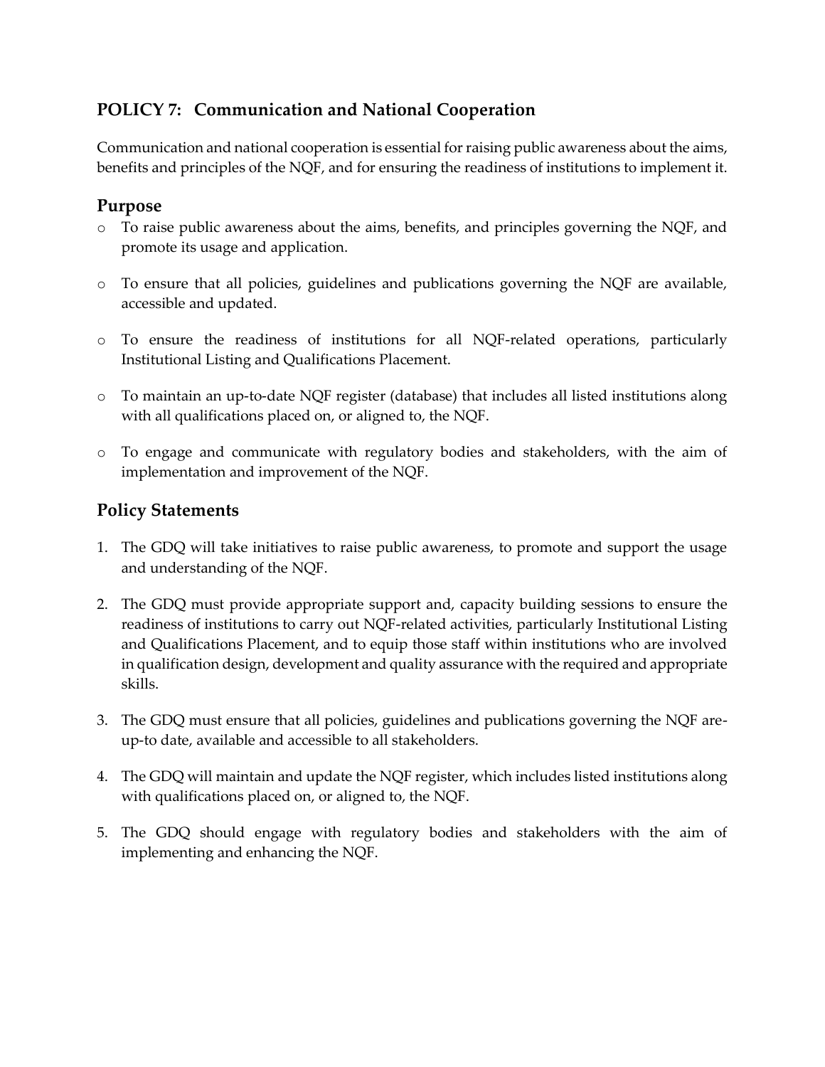## POLICY 7: Communication and National Cooperation

Communication and national cooperation is essential for raising public awareness about the aims, benefits and principles of the NQF, and for ensuring the readiness of institutions to implement it.

### Purpose

- To raise public awareness about the aims, benefits, and principles governing the NQF, and promote its usage and application.
- To ensure that all policies, guidelines and publications governing the NQF are available, accessible and updated.
- To ensure the readiness of institutions for all NQF-related operations, particularly Institutional Listing and Qualifications Placement.
- To maintain an up-to-date NQF register (database) that includes all listed institutions along with all qualifications placed on, or aligned to, the NQF.
- To engage and communicate with regulatory bodies and stakeholders, with the aim of implementation and improvement of the NQF.

### Policy Statements

1. The GDQ will take initiatives to raise public awareness, to promote and support the usage and understanding of the NQF.
2. The GDQ must provide appropriate support and, capacity building sessions to ensure the readiness of institutions to carry out NQF-related activities, particularly Institutional Listing and Qualifications Placement, and to equip those staff within institutions who are involved in qualification design, development and quality assurance with the required and appropriate skills.
3. The GDQ must ensure that all policies, guidelines and publications governing the NQF are-up-to date, available and accessible to all stakeholders.
4. The GDQ will maintain and update the NQF register, which includes listed institutions along with qualifications placed on, or aligned to, the NQF.
5. The GDQ should engage with regulatory bodies and stakeholders with the aim of implementing and enhancing the NQF.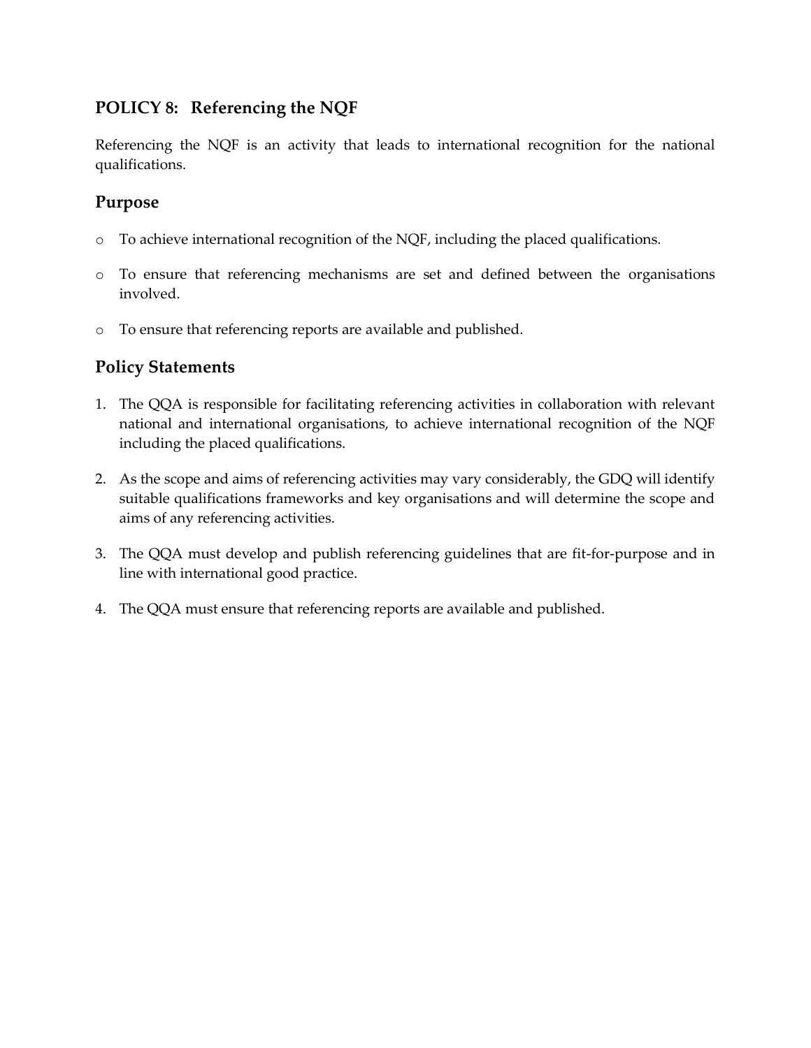## POLICY 8: Referencing the NQF

Referencing the NQF is an activity that leads to international recognition for the national qualifications.

### Purpose

- To achieve international recognition of the NQF, including the placed qualifications.
- To ensure that referencing mechanisms are set and defined between the organisations involved.
- To ensure that referencing reports are available and published.

### Policy Statements

1. The QQA is responsible for facilitating referencing activities in collaboration with relevant national and international organisations, to achieve international recognition of the NQF including the placed qualifications.
2. As the scope and aims of referencing activities may vary considerably, the GDQ will identify suitable qualifications frameworks and key organisations and will determine the scope and aims of any referencing activities.
3. The QQA must develop and publish referencing guidelines that are fit-for-purpose and in line with international good practice.
4. The QQA must ensure that referencing reports are available and published.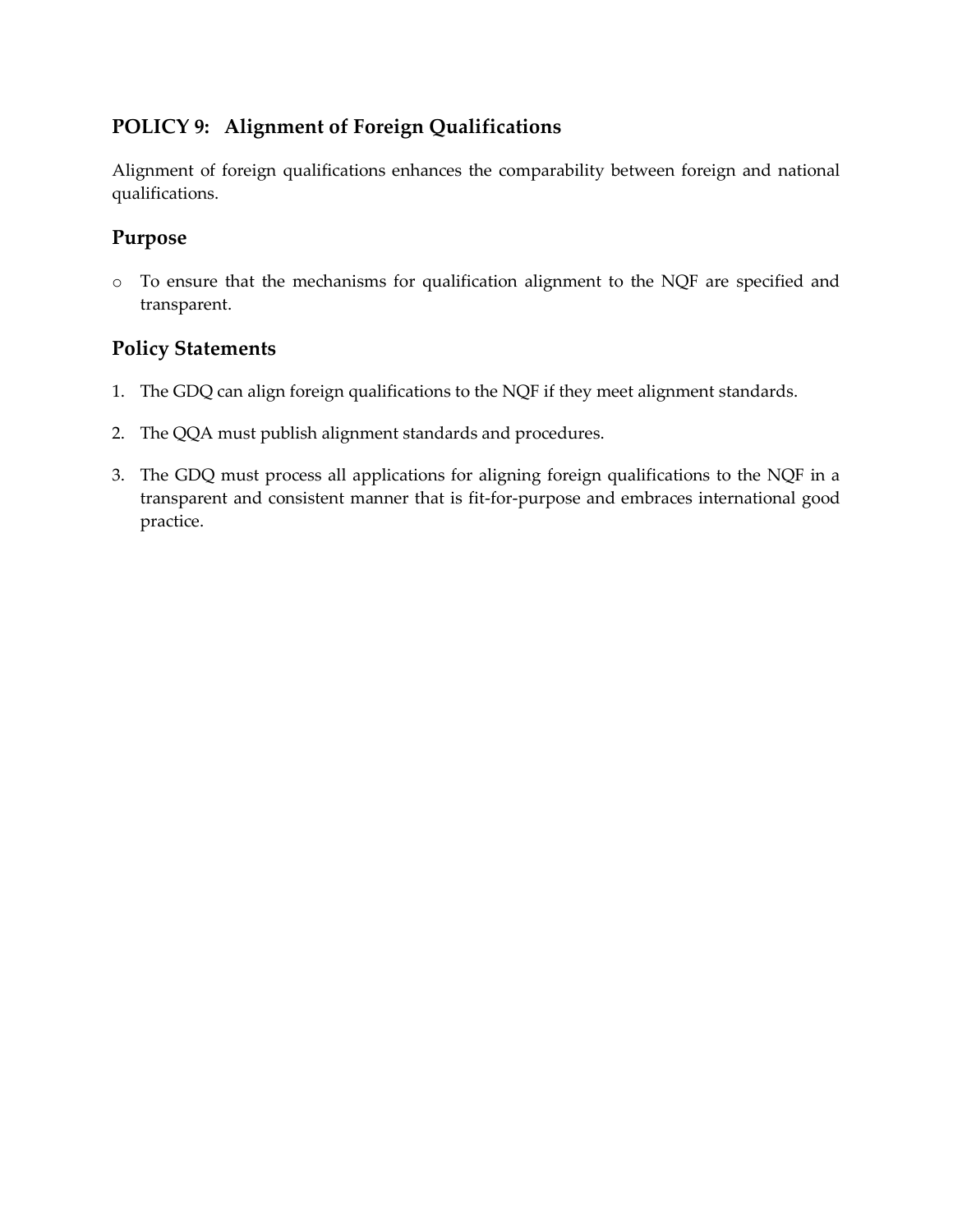## POLICY 9: Alignment of Foreign Qualifications

Alignment of foreign qualifications enhances the comparability between foreign and national qualifications.

### Purpose

- To ensure that the mechanisms for qualification alignment to the NQF are specified and transparent.

### Policy Statements

1. The GDQ can align foreign qualifications to the NQF if they meet alignment standards.
2. The QQA must publish alignment standards and procedures.
3. The GDQ must process all applications for aligning foreign qualifications to the NQF in a transparent and consistent manner that is fit-for-purpose and embraces international good practice.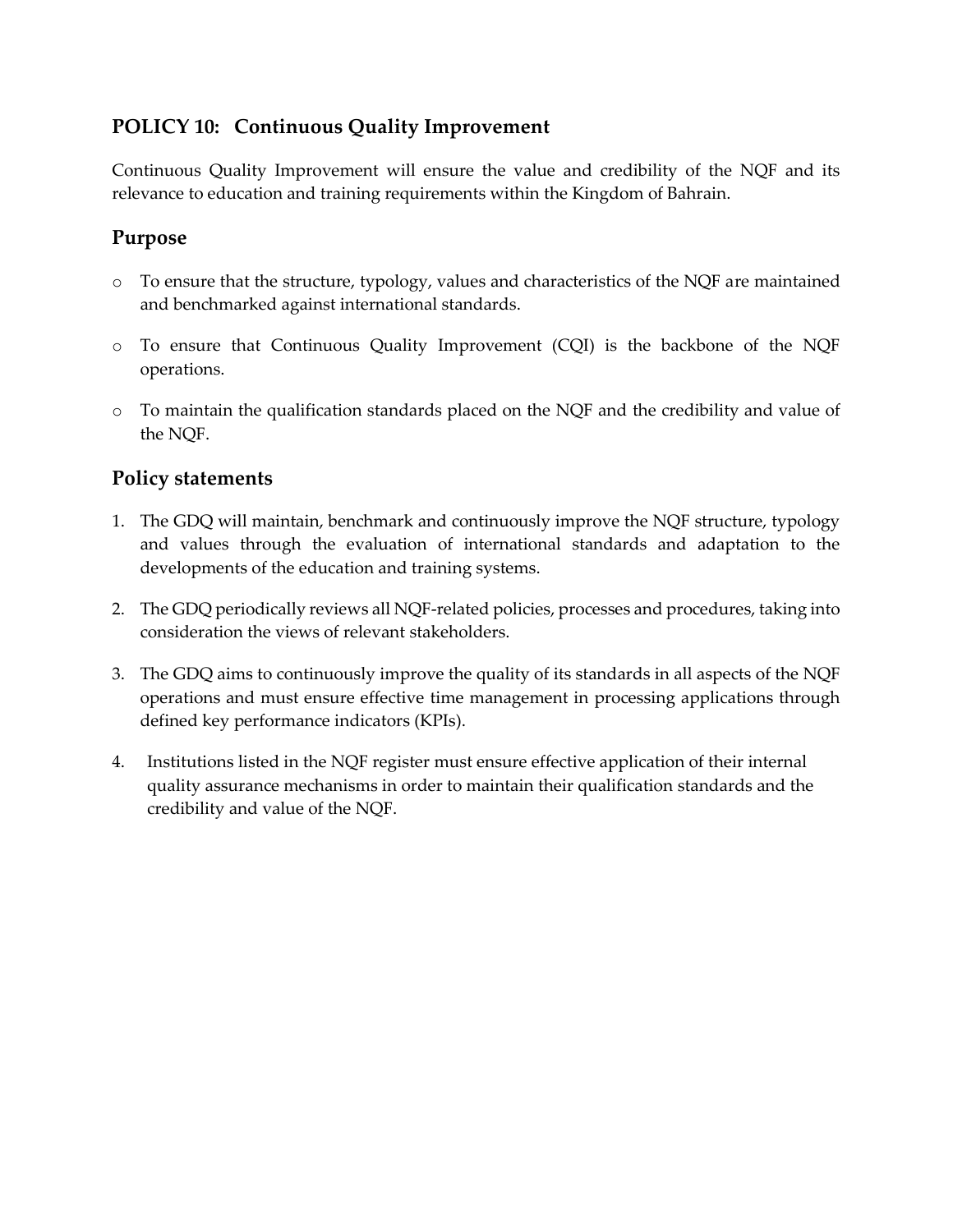## POLICY 10: Continuous Quality Improvement

Continuous Quality Improvement will ensure the value and credibility of the NQF and its relevance to education and training requirements within the Kingdom of Bahrain.

### Purpose

- To ensure that the structure, typology, values and characteristics of the NQF are maintained and benchmarked against international standards.
- To ensure that Continuous Quality Improvement (CQI) is the backbone of the NQF operations.
- To maintain the qualification standards placed on the NQF and the credibility and value of the NQF.

### Policy statements

1. The GDQ will maintain, benchmark and continuously improve the NQF structure, typology and values through the evaluation of international standards and adaptation to the developments of the education and training systems.
2. The GDQ periodically reviews all NQF-related policies, processes and procedures, taking into consideration the views of relevant stakeholders.
3. The GDQ aims to continuously improve the quality of its standards in all aspects of the NQF operations and must ensure effective time management in processing applications through defined key performance indicators (KPIs).
4. Institutions listed in the NQF register must ensure effective application of their internal quality assurance mechanisms in order to maintain their qualification standards and the credibility and value of the NQF.